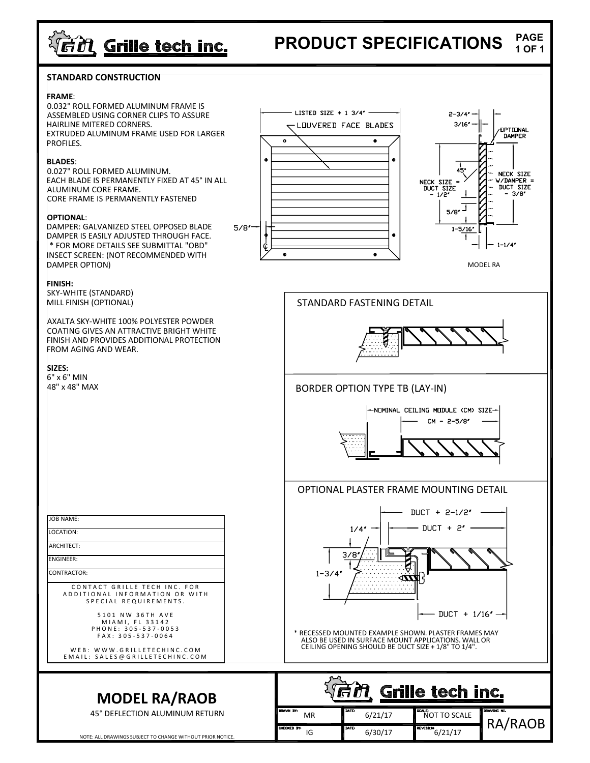# Grille tech inc.

# PRODUCT SPECIFICATIONS

## STANDARD CONSTRUCTION

**FRAME**:
0.032" ROLL FORMED ALUMINUM FRAME IS ASSEMBLED USING CORNER CLIPS TO ASSURE HAIRLINE MITERED CORNERS.
EXTRUDED ALUMINUM FRAME USED FOR LARGER PROFILES.

**BLADES**:
0.027" ROLL FORMED ALUMINUM.
EACH BLADE IS PERMANENTLY FIXED AT 45° IN ALL ALUMINUM CORE FRAME.
CORE FRAME IS PERMANENTLY FASTENED

**OPTIONAL**:
DAMPER: GALVANIZED STEEL OPPOSED BLADE DAMPER IS EASILY ADJUSTED THROUGH FACE.
* FOR MORE DETAILS SEE SUBMITTAL "OBD"
INSECT SCREEN: (NOT RECOMMENDED WITH DAMPER OPTION)

**FINISH:**
SKY-WHITE (STANDARD)
MILL FINISH (OPTIONAL)

AXALTA SKY-WHITE 100% POLYESTER POWDER COATING GIVES AN ATTRACTIVE BRIGHT WHITE FINISH AND PROVIDES ADDITIONAL PROTECTION FROM AGING AND WEAR.

**SIZES:**
6" x 6" MIN
48" x 48" MAX

LISTED SIZE + 1 3/4"
LOUVERED FACE BLADES
5/8"
2-3/4"
3/16"
OPTIONAL DAMPER
45°
NECK SIZE = DUCT SIZE - 1/2"
NECK SIZE W/DAMPER = DUCT SIZE - 3/8"
5/8"
1-5/16"
1-1/4"

MODEL RA

### STANDARD FASTENING DETAIL

### BORDER OPTION TYPE TB (LAY-IN)

NOMINAL CEILING MODULE (CM) SIZE
CM - 2-5/8"

### OPTIONAL PLASTER FRAME MOUNTING DETAIL

DUCT + 2-1/2"
1/4"
DUCT + 2"
3/8"
1-3/4"
DUCT + 1/16"

* RECESSED MOUNTED EXAMPLE SHOWN. PLASTER FRAMES MAY ALSO BE USED IN SURFACE MOUNT APPLICATIONS. WALL OR CEILING OPENING SHOULD BE DUCT SIZE + 1/8" TO 1/4".

| |
|---|
| JOB NAME: |
| LOCATION: |
| ARCHITECT: |
| ENGINEER: |
| CONTRACTOR: |

CONTACT GRILLE TECH INC. FOR ADDITIONAL INFORMATION OR WITH SPECIAL REQUIREMENTS.

5101 NW 36TH AVE
MIAMI, FL 33142
PHONE: 305-537-0053
FAX: 305-537-0064

WEB: WWW.GRILLETECHINC.COM
EMAIL: SALES@GRILLETECHINC.COM

## MODEL RA/RAOB

45° DEFLECTION ALUMINUM RETURN

NOTE: ALL DRAWINGS SUBJECT TO CHANGE WITHOUT PRIOR NOTICE.

| DRAWN BY: | DATE: | SCALE: | DRAWING NO. |
|---|---|---|---|
| MR | 6/21/17 | NOT TO SCALE | RA/RAOB |
| CHECKED BY: IG | DATE: 6/30/17 | REVISION: 6/21/17 | |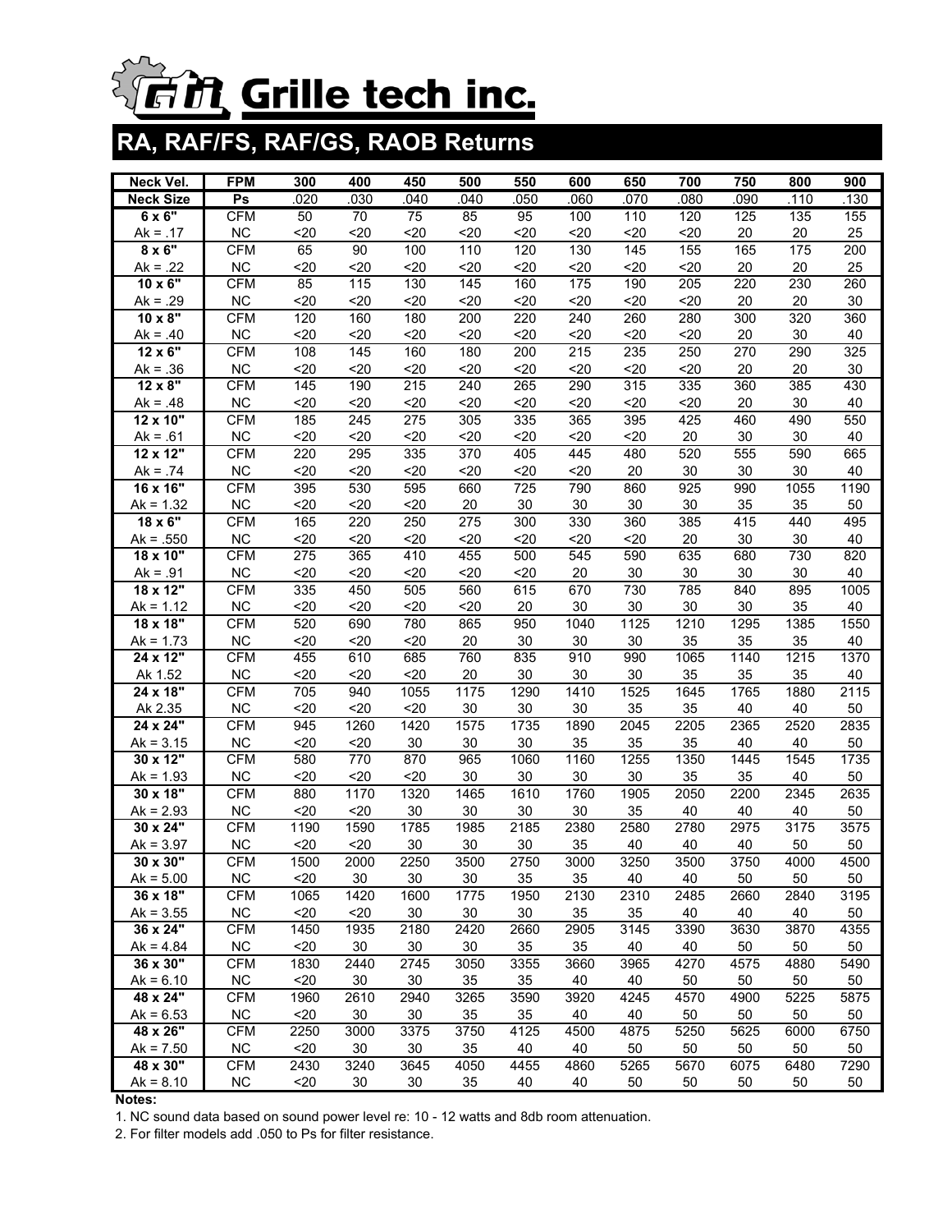# Grille tech inc.

## RA, RAF/FS, RAF/GS, RAOB Returns

| Neck Vel. | FPM | 300 | 400 | 450 | 500 | 550 | 600 | 650 | 700 | 750 | 800 | 900 |
|---|---|---|---|---|---|---|---|---|---|---|---|---|
| **Neck Size** | **Ps** | .020 | .030 | .040 | .040 | .050 | .060 | .070 | .080 | .090 | .110 | .130 |
| **6 x 6"** | CFM | 50 | 70 | 75 | 85 | 95 | 100 | 110 | 120 | 125 | 135 | 155 |
| Ak = .17 | NC | <20 | <20 | <20 | <20 | <20 | <20 | <20 | <20 | 20 | 20 | 25 |
| **8 x 6"** | CFM | 65 | 90 | 100 | 110 | 120 | 130 | 145 | 155 | 165 | 175 | 200 |
| Ak = .22 | NC | <20 | <20 | <20 | <20 | <20 | <20 | <20 | <20 | 20 | 20 | 25 |
| **10 x 6"** | CFM | 85 | 115 | 130 | 145 | 160 | 175 | 190 | 205 | 220 | 230 | 260 |
| Ak = .29 | NC | <20 | <20 | <20 | <20 | <20 | <20 | <20 | <20 | 20 | 20 | 30 |
| **10 x 8"** | CFM | 120 | 160 | 180 | 200 | 220 | 240 | 260 | 280 | 300 | 320 | 360 |
| Ak = .40 | NC | <20 | <20 | <20 | <20 | <20 | <20 | <20 | <20 | 20 | 30 | 40 |
| **12 x 6"** | CFM | 108 | 145 | 160 | 180 | 200 | 215 | 235 | 250 | 270 | 290 | 325 |
| Ak = .36 | NC | <20 | <20 | <20 | <20 | <20 | <20 | <20 | <20 | 20 | 20 | 30 |
| **12 x 8"** | CFM | 145 | 190 | 215 | 240 | 265 | 290 | 315 | 335 | 360 | 385 | 430 |
| Ak = .48 | NC | <20 | <20 | <20 | <20 | <20 | <20 | <20 | <20 | 20 | 30 | 40 |
| **12 x 10"** | CFM | 185 | 245 | 275 | 305 | 335 | 365 | 395 | 425 | 460 | 490 | 550 |
| Ak = .61 | NC | <20 | <20 | <20 | <20 | <20 | <20 | <20 | 20 | 30 | 30 | 40 |
| **12 x 12"** | CFM | 220 | 295 | 335 | 370 | 405 | 445 | 480 | 520 | 555 | 590 | 665 |
| Ak = .74 | NC | <20 | <20 | <20 | <20 | <20 | <20 | 20 | 30 | 30 | 30 | 40 |
| **16 x 16"** | CFM | 395 | 530 | 595 | 660 | 725 | 790 | 860 | 925 | 990 | 1055 | 1190 |
| Ak = 1.32 | NC | <20 | <20 | <20 | 20 | 30 | 30 | 30 | 30 | 35 | 35 | 50 |
| **18 x 6"** | CFM | 165 | 220 | 250 | 275 | 300 | 330 | 360 | 385 | 415 | 440 | 495 |
| Ak = .550 | NC | <20 | <20 | <20 | <20 | <20 | <20 | <20 | 20 | 30 | 30 | 40 |
| **18 x 10"** | CFM | 275 | 365 | 410 | 455 | 500 | 545 | 590 | 635 | 680 | 730 | 820 |
| Ak = .91 | NC | <20 | <20 | <20 | <20 | <20 | 20 | 30 | 30 | 30 | 30 | 40 |
| **18 x 12"** | CFM | 335 | 450 | 505 | 560 | 615 | 670 | 730 | 785 | 840 | 895 | 1005 |
| Ak = 1.12 | NC | <20 | <20 | <20 | <20 | 20 | 30 | 30 | 30 | 30 | 35 | 40 |
| **18 x 18"** | CFM | 520 | 690 | 780 | 865 | 950 | 1040 | 1125 | 1210 | 1295 | 1385 | 1550 |
| Ak = 1.73 | NC | <20 | <20 | <20 | 20 | 30 | 30 | 30 | 35 | 35 | 35 | 40 |
| **24 x 12"** | CFM | 455 | 610 | 685 | 760 | 835 | 910 | 990 | 1065 | 1140 | 1215 | 1370 |
| Ak 1.52 | NC | <20 | <20 | <20 | 20 | 30 | 30 | 30 | 35 | 35 | 35 | 40 |
| **24 x 18"** | CFM | 705 | 940 | 1055 | 1175 | 1290 | 1410 | 1525 | 1645 | 1765 | 1880 | 2115 |
| Ak 2.35 | NC | <20 | <20 | <20 | 30 | 30 | 30 | 35 | 35 | 40 | 40 | 50 |
| **24 x 24"** | CFM | 945 | 1260 | 1420 | 1575 | 1735 | 1890 | 2045 | 2205 | 2365 | 2520 | 2835 |
| Ak = 3.15 | NC | <20 | <20 | 30 | 30 | 30 | 35 | 35 | 35 | 40 | 40 | 50 |
| **30 x 12"** | CFM | 580 | 770 | 870 | 965 | 1060 | 1160 | 1255 | 1350 | 1445 | 1545 | 1735 |
| Ak = 1.93 | NC | <20 | <20 | <20 | 30 | 30 | 30 | 30 | 35 | 35 | 40 | 50 |
| **30 x 18"** | CFM | 880 | 1170 | 1320 | 1465 | 1610 | 1760 | 1905 | 2050 | 2200 | 2345 | 2635 |
| Ak = 2.93 | NC | <20 | <20 | 30 | 30 | 30 | 30 | 35 | 40 | 40 | 40 | 50 |
| **30 x 24"** | CFM | 1190 | 1590 | 1785 | 1985 | 2185 | 2380 | 2580 | 2780 | 2975 | 3175 | 3575 |
| Ak = 3.97 | NC | <20 | <20 | 30 | 30 | 30 | 35 | 40 | 40 | 40 | 50 | 50 |
| **30 x 30"** | CFM | 1500 | 2000 | 2250 | 3500 | 2750 | 3000 | 3250 | 3500 | 3750 | 4000 | 4500 |
| Ak = 5.00 | NC | <20 | 30 | 30 | 30 | 35 | 35 | 40 | 40 | 50 | 50 | 50 |
| **36 x 18"** | CFM | 1065 | 1420 | 1600 | 1775 | 1950 | 2130 | 2310 | 2485 | 2660 | 2840 | 3195 |
| Ak = 3.55 | NC | <20 | <20 | 30 | 30 | 30 | 35 | 35 | 40 | 40 | 40 | 50 |
| **36 x 24"** | CFM | 1450 | 1935 | 2180 | 2420 | 2660 | 2905 | 3145 | 3390 | 3630 | 3870 | 4355 |
| Ak = 4.84 | NC | <20 | 30 | 30 | 30 | 35 | 35 | 40 | 40 | 50 | 50 | 50 |
| **36 x 30"** | CFM | 1830 | 2440 | 2745 | 3050 | 3355 | 3660 | 3965 | 4270 | 4575 | 4880 | 5490 |
| Ak = 6.10 | NC | <20 | 30 | 30 | 35 | 35 | 40 | 40 | 50 | 50 | 50 | 50 |
| **48 x 24"** | CFM | 1960 | 2610 | 2940 | 3265 | 3590 | 3920 | 4245 | 4570 | 4900 | 5225 | 5875 |
| Ak = 6.53 | NC | <20 | 30 | 30 | 35 | 35 | 40 | 40 | 50 | 50 | 50 | 50 |
| **48 x 26"** | CFM | 2250 | 3000 | 3375 | 3750 | 4125 | 4500 | 4875 | 5250 | 5625 | 6000 | 6750 |
| Ak = 7.50 | NC | <20 | 30 | 30 | 35 | 40 | 40 | 50 | 50 | 50 | 50 | 50 |
| **48 x 30"** | CFM | 2430 | 3240 | 3645 | 4050 | 4455 | 4860 | 5265 | 5670 | 6075 | 6480 | 7290 |
| Ak = 8.10 | NC | <20 | 30 | 30 | 35 | 40 | 40 | 50 | 50 | 50 | 50 | 50 |

**Notes:**

1. NC sound data based on sound power level re: 10 - 12 watts and 8db room attenuation.
2. For filter models add .050 to Ps for filter resistance.